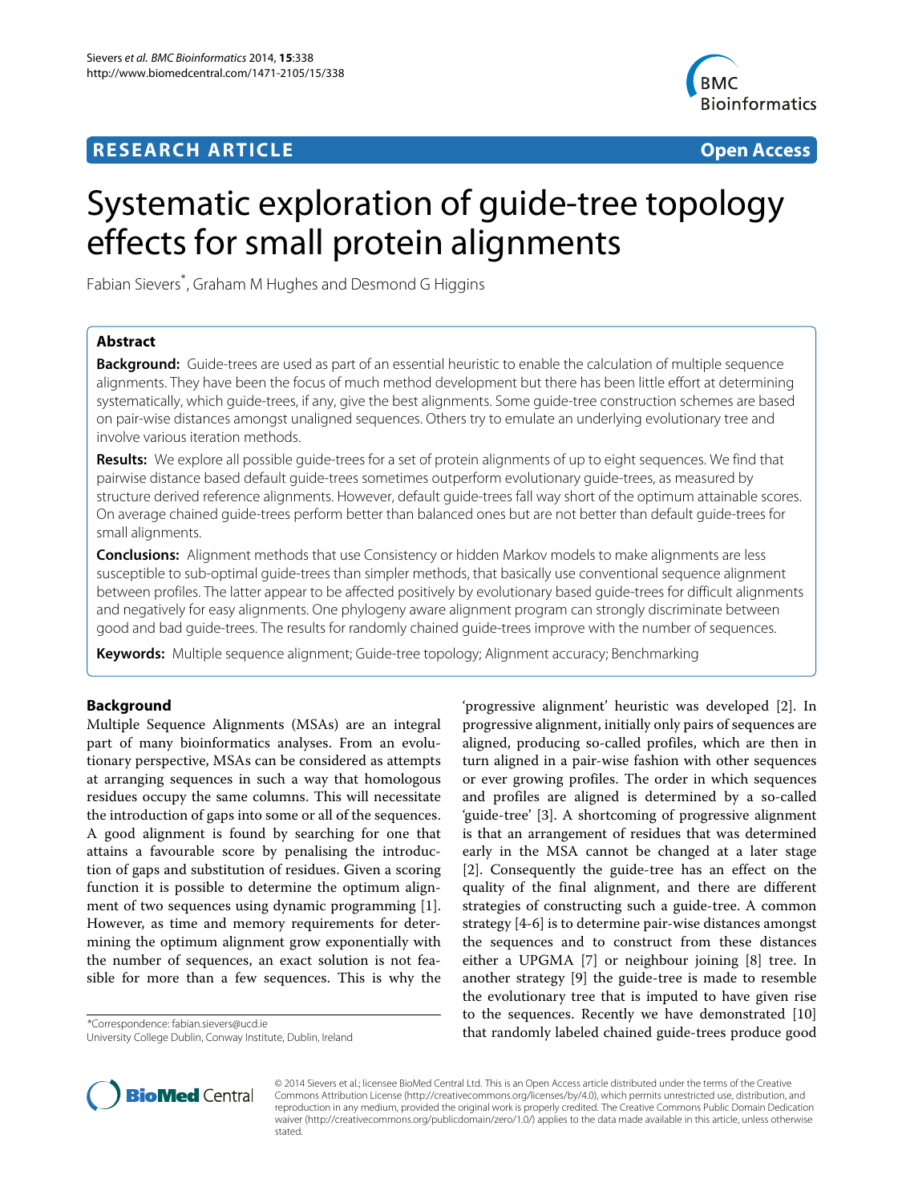**RESEARCH ARTICLE** **Open Access**

# Systematic exploration of guide-tree topology effects for small protein alignments

Fabian Sievers*, Graham M Hughes and Desmond G Higgins

## Abstract

**Background:** Guide-trees are used as part of an essential heuristic to enable the calculation of multiple sequence alignments. They have been the focus of much method development but there has been little effort at determining systematically, which guide-trees, if any, give the best alignments. Some guide-tree construction schemes are based on pair-wise distances amongst unaligned sequences. Others try to emulate an underlying evolutionary tree and involve various iteration methods.

**Results:** We explore all possible guide-trees for a set of protein alignments of up to eight sequences. We find that pairwise distance based default guide-trees sometimes outperform evolutionary guide-trees, as measured by structure derived reference alignments. However, default guide-trees fall way short of the optimum attainable scores. On average chained guide-trees perform better than balanced ones but are not better than default guide-trees for small alignments.

**Conclusions:** Alignment methods that use Consistency or hidden Markov models to make alignments are less susceptible to sub-optimal guide-trees than simpler methods, that basically use conventional sequence alignment between profiles. The latter appear to be affected positively by evolutionary based guide-trees for difficult alignments and negatively for easy alignments. One phylogeny aware alignment program can strongly discriminate between good and bad guide-trees. The results for randomly chained guide-trees improve with the number of sequences.

**Keywords:** Multiple sequence alignment; Guide-tree topology; Alignment accuracy; Benchmarking

## Background

Multiple Sequence Alignments (MSAs) are an integral part of many bioinformatics analyses. From an evolutionary perspective, MSAs can be considered as attempts at arranging sequences in such a way that homologous residues occupy the same columns. This will necessitate the introduction of gaps into some or all of the sequences. A good alignment is found by searching for one that attains a favourable score by penalising the introduction of gaps and substitution of residues. Given a scoring function it is possible to determine the optimum alignment of two sequences using dynamic programming [1]. However, as time and memory requirements for determining the optimum alignment grow exponentially with the number of sequences, an exact solution is not feasible for more than a few sequences. This is why the 'progressive alignment' heuristic was developed [2]. In progressive alignment, initially only pairs of sequences are aligned, producing so-called profiles, which are then in turn aligned in a pair-wise fashion with other sequences or ever growing profiles. The order in which sequences and profiles are aligned is determined by a so-called 'guide-tree' [3]. A shortcoming of progressive alignment is that an arrangement of residues that was determined early in the MSA cannot be changed at a later stage [2]. Consequently the guide-tree has an effect on the quality of the final alignment, and there are different strategies of constructing such a guide-tree. A common strategy [4-6] is to determine pair-wise distances amongst the sequences and to construct from these distances either a UPGMA [7] or neighbour joining [8] tree. In another strategy [9] the guide-tree is made to resemble the evolutionary tree that is imputed to have given rise to the sequences. Recently we have demonstrated [10] that randomly labeled chained guide-trees produce good

*Correspondence: fabian.sievers@ucd.ie
University College Dublin, Conway Institute, Dublin, Ireland

© 2014 Sievers et al.; licensee BioMed Central Ltd. This is an Open Access article distributed under the terms of the Creative Commons Attribution License (http://creativecommons.org/licenses/by/4.0), which permits unrestricted use, distribution, and reproduction in any medium, provided the original work is properly credited. The Creative Commons Public Domain Dedication waiver (http://creativecommons.org/publicdomain/zero/1.0/) applies to the data made available in this article, unless otherwise stated.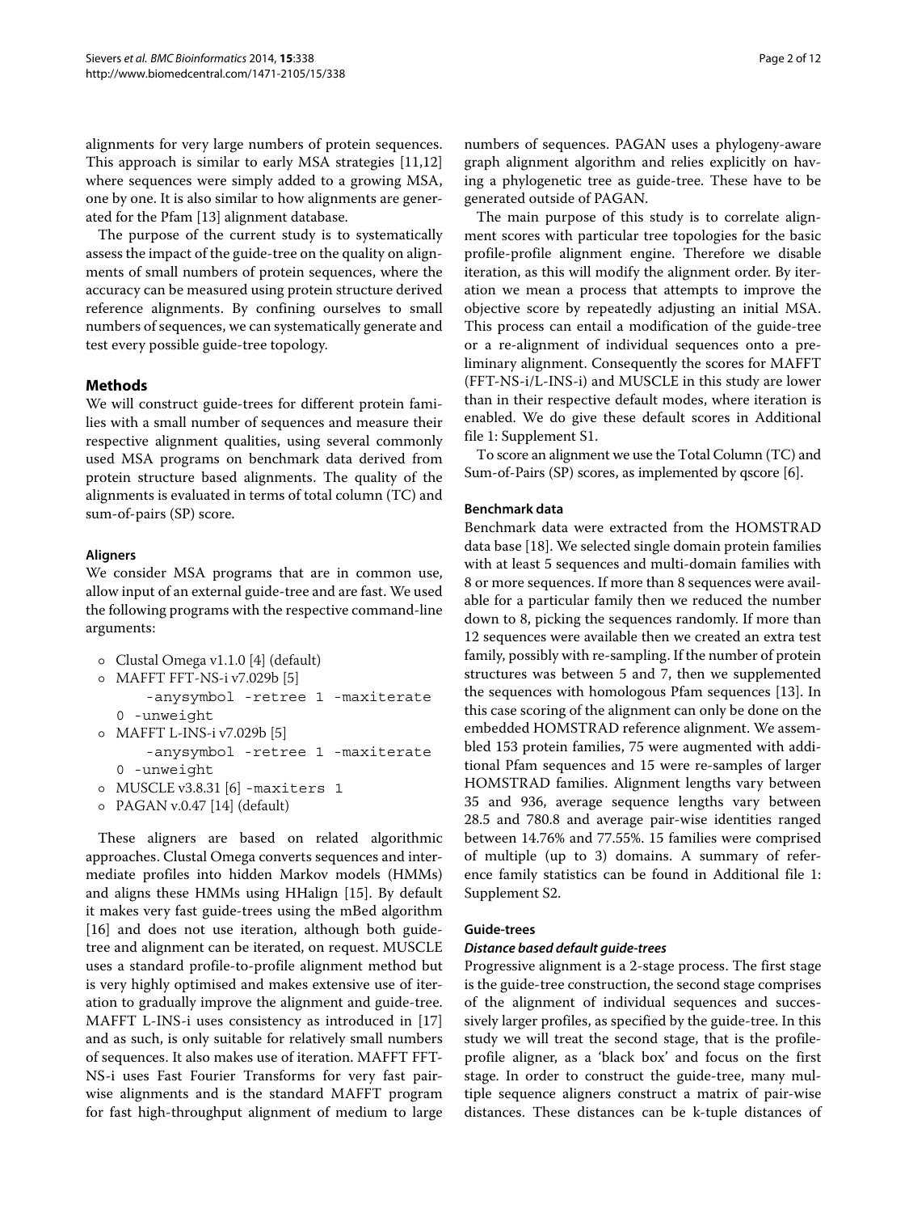alignments for very large numbers of protein sequences. This approach is similar to early MSA strategies [11,12] where sequences were simply added to a growing MSA, one by one. It is also similar to how alignments are generated for the Pfam [13] alignment database.

The purpose of the current study is to systematically assess the impact of the guide-tree on the quality on alignments of small numbers of protein sequences, where the accuracy can be measured using protein structure derived reference alignments. By confining ourselves to small numbers of sequences, we can systematically generate and test every possible guide-tree topology.

## Methods

We will construct guide-trees for different protein families with a small number of sequences and measure their respective alignment qualities, using several commonly used MSA programs on benchmark data derived from protein structure based alignments. The quality of the alignments is evaluated in terms of total column (TC) and sum-of-pairs (SP) score.

### Aligners

We consider MSA programs that are in common use, allow input of an external guide-tree and are fast. We used the following programs with the respective command-line arguments:

- Clustal Omega v1.1.0 [4] (default)
- MAFFT FFT-NS-i v7.029b [5] `-anysymbol -retree 1 -maxiterate 0 -unweight`
- MAFFT L-INS-i v7.029b [5] `-anysymbol -retree 1 -maxiterate 0 -unweight`
- MUSCLE v3.8.31 [6] `-maxiters 1`
- PAGAN v.0.47 [14] (default)

These aligners are based on related algorithmic approaches. Clustal Omega converts sequences and intermediate profiles into hidden Markov models (HMMs) and aligns these HMMs using HHalign [15]. By default it makes very fast guide-trees using the mBed algorithm [16] and does not use iteration, although both guide-tree and alignment can be iterated, on request. MUSCLE uses a standard profile-to-profile alignment method but is very highly optimised and makes extensive use of iteration to gradually improve the alignment and guide-tree. MAFFT L-INS-i uses consistency as introduced in [17] and as such, is only suitable for relatively small numbers of sequences. It also makes use of iteration. MAFFT FFT-NS-i uses Fast Fourier Transforms for very fast pairwise alignments and is the standard MAFFT program for fast high-throughput alignment of medium to large numbers of sequences. PAGAN uses a phylogeny-aware graph alignment algorithm and relies explicitly on having a phylogenetic tree as guide-tree. These have to be generated outside of PAGAN.

The main purpose of this study is to correlate alignment scores with particular tree topologies for the basic profile-profile alignment engine. Therefore we disable iteration, as this will modify the alignment order. By iteration we mean a process that attempts to improve the objective score by repeatedly adjusting an initial MSA. This process can entail a modification of the guide-tree or a re-alignment of individual sequences onto a preliminary alignment. Consequently the scores for MAFFT (FFT-NS-i/L-INS-i) and MUSCLE in this study are lower than in their respective default modes, where iteration is enabled. We do give these default scores in Additional file 1: Supplement S1.

To score an alignment we use the Total Column (TC) and Sum-of-Pairs (SP) scores, as implemented by qscore [6].

### Benchmark data

Benchmark data were extracted from the HOMSTRAD data base [18]. We selected single domain protein families with at least 5 sequences and multi-domain families with 8 or more sequences. If more than 8 sequences were available for a particular family then we reduced the number down to 8, picking the sequences randomly. If more than 12 sequences were available then we created an extra test family, possibly with re-sampling. If the number of protein structures was between 5 and 7, then we supplemented the sequences with homologous Pfam sequences [13]. In this case scoring of the alignment can only be done on the embedded HOMSTRAD reference alignment. We assembled 153 protein families, 75 were augmented with additional Pfam sequences and 15 were re-samples of larger HOMSTRAD families. Alignment lengths vary between 35 and 936, average sequence lengths vary between 28.5 and 780.8 and average pair-wise identities ranged between 14.76% and 77.55%. 15 families were comprised of multiple (up to 3) domains. A summary of reference family statistics can be found in Additional file 1: Supplement S2.

### Guide-trees

#### *Distance based default guide-trees*

Progressive alignment is a 2-stage process. The first stage is the guide-tree construction, the second stage comprises of the alignment of individual sequences and successively larger profiles, as specified by the guide-tree. In this study we will treat the second stage, that is the profile-profile aligner, as a 'black box' and focus on the first stage. In order to construct the guide-tree, many multiple sequence aligners construct a matrix of pair-wise distances. These distances can be k-tuple distances of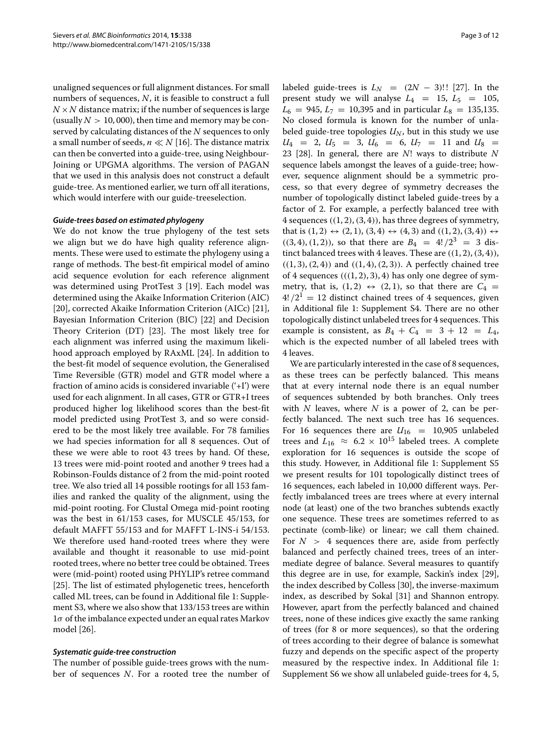unaligned sequences or full alignment distances. For small numbers of sequences, $N$, it is feasible to construct a full $N \times N$ distance matrix; if the number of sequences is large (usually $N > 10,000$), then time and memory may be conserved by calculating distances of the $N$ sequences to only a small number of seeds, $n \ll N$ [16]. The distance matrix can then be converted into a guide-tree, using Neighbour-Joining or UPGMA algorithms. The version of PAGAN that we used in this analysis does not construct a default guide-tree. As mentioned earlier, we turn off all iterations, which would interfere with our guide-treeselection.

#### *Guide-trees based on estimated phylogeny*

We do not know the true phylogeny of the test sets we align but we do have high quality reference alignments. These were used to estimate the phylogeny using a range of methods. The best-fit empirical model of amino acid sequence evolution for each reference alignment was determined using ProtTest 3 [19]. Each model was determined using the Akaike Information Criterion (AIC) [20], corrected Akaike Information Criterion (AICc) [21], Bayesian Information Criterion (BIC) [22] and Decision Theory Criterion (DT) [23]. The most likely tree for each alignment was inferred using the maximum likelihood approach employed by RAxML [24]. In addition to the best-fit model of sequence evolution, the Generalised Time Reversible (GTR) model and GTR model where a fraction of amino acids is considered invariable ('+I') were used for each alignment. In all cases, GTR or GTR+I trees produced higher log likelihood scores than the best-fit model predicted using ProtTest 3, and so were considered to be the most likely tree available. For 78 families we had species information for all 8 sequences. Out of these we were able to root 43 trees by hand. Of these, 13 trees were mid-point rooted and another 9 trees had a Robinson-Foulds distance of 2 from the mid-point rooted tree. We also tried all 14 possible rootings for all 153 families and ranked the quality of the alignment, using the mid-point rooting. For Clustal Omega mid-point rooting was the best in 61/153 cases, for MUSCLE 45/153, for default MAFFT 55/153 and for MAFFT L-INS-i 54/153. We therefore used hand-rooted trees where they were available and thought it reasonable to use mid-point rooted trees, where no better tree could be obtained. Trees were (mid-point) rooted using PHYLIP's retree command [25]. The list of estimated phylogenetic trees, henceforth called ML trees, can be found in Additional file 1: Supplement S3, where we also show that 133/153 trees are within $1\sigma$ of the imbalance expected under an equal rates Markov model [26].

#### *Systematic guide-tree construction*

The number of possible guide-trees grows with the number of sequences $N$. For a rooted tree the number of labeled guide-trees is $L_N = (2N-3)!!$ [27]. In the present study we will analyse $L_4 = 15$, $L_5 = 105$, $L_6 = 945$, $L_7 = 10{,}395$ and in particular $L_8 = 135{,}135$. No closed formula is known for the number of unlabeled guide-tree topologies $U_N$, but in this study we use $U_4 = 2$, $U_5 = 3$, $U_6 = 6$, $U_7 = 11$ and $U_8 = 23$ [28]. In general, there are $N!$ ways to distribute $N$ sequence labels amongst the leaves of a guide-tree; however, sequence alignment should be a symmetric process, so that every degree of symmetry decreases the number of topologically distinct labeled guide-trees by a factor of 2. For example, a perfectly balanced tree with 4 sequences $((1,2),(3,4))$, has three degrees of symmetry, that is $(1,2) \leftrightarrow (2,1)$, $(3,4) \leftrightarrow (4,3)$ and $((1,2),(3,4)) \leftrightarrow ((3,4),(1,2))$, so that there are $B_4 = 4!/2^3 = 3$ distinct balanced trees with 4 leaves. These are $((1,2),(3,4))$, $((1,3),(2,4))$ and $((1,4),(2,3))$. A perfectly chained tree of 4 sequences $(((1,2),3),4)$ has only one degree of symmetry, that is, $(1,2) \leftrightarrow (2,1)$, so that there are $C_4 = 4!/2^1 = 12$ distinct chained trees of 4 sequences, given in Additional file 1: Supplement S4. There are no other topologically distinct unlabeled trees for 4 sequences. This example is consistent, as $B_4 + C_4 = 3 + 12 = L_4$, which is the expected number of all labeled trees with 4 leaves.

We are particularly interested in the case of 8 sequences, as these trees can be perfectly balanced. This means that at every internal node there is an equal number of sequences subtended by both branches. Only trees with $N$ leaves, where $N$ is a power of 2, can be perfectly balanced. The next such tree has 16 sequences. For 16 sequences there are $U_{16} = 10{,}905$ unlabeled trees and $L_{16} \approx 6.2 \times 10^{15}$ labeled trees. A complete exploration for 16 sequences is outside the scope of this study. However, in Additional file 1: Supplement S5 we present results for 101 topologically distinct trees of 16 sequences, each labeled in 10,000 different ways. Perfectly imbalanced trees are trees where at every internal node (at least) one of the two branches subtends exactly one sequence. These trees are sometimes referred to as pectinate (comb-like) or linear; we call them chained. For $N > 4$ sequences there are, aside from perfectly balanced and perfectly chained trees, trees of an intermediate degree of balance. Several measures to quantify this degree are in use, for example, Sackin's index [29], the index described by Colless [30], the inverse-maximum index, as described by Sokal [31] and Shannon entropy. However, apart from the perfectly balanced and chained trees, none of these indices give exactly the same ranking of trees (for 8 or more sequences), so that the ordering of trees according to their degree of balance is somewhat fuzzy and depends on the specific aspect of the property measured by the respective index. In Additional file 1: Supplement S6 we show all unlabeled guide-trees for 4, 5,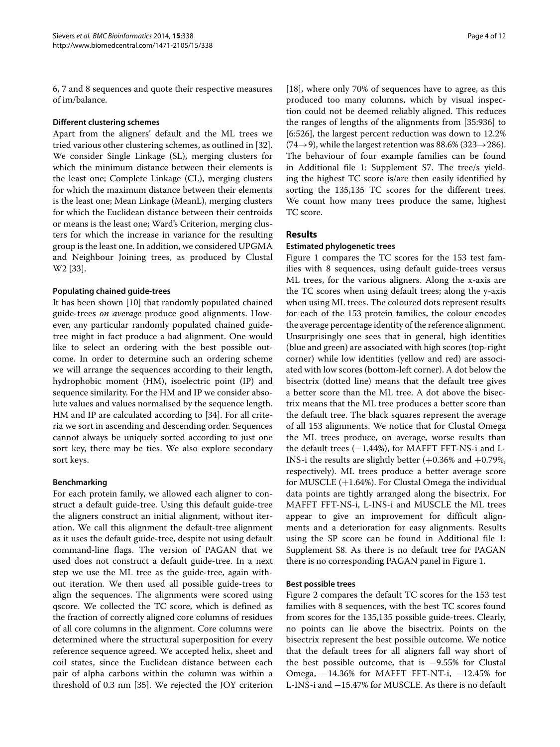6, 7 and 8 sequences and quote their respective measures of im/balance.

#### Different clustering schemes

Apart from the aligners' default and the ML trees we tried various other clustering schemes, as outlined in [32]. We consider Single Linkage (SL), merging clusters for which the minimum distance between their elements is the least one; Complete Linkage (CL), merging clusters for which the maximum distance between their elements is the least one; Mean Linkage (MeanL), merging clusters for which the Euclidean distance between their centroids or means is the least one; Ward's Criterion, merging clusters for which the increase in variance for the resulting group is the least one. In addition, we considered UPGMA and Neighbour Joining trees, as produced by Clustal W2 [33].

#### Populating chained guide-trees

It has been shown [10] that randomly populated chained guide-trees *on average* produce good alignments. However, any particular randomly populated chained guide-tree might in fact produce a bad alignment. One would like to select an ordering with the best possible outcome. In order to determine such an ordering scheme we will arrange the sequences according to their length, hydrophobic moment (HM), isoelectric point (IP) and sequence similarity. For the HM and IP we consider absolute values and values normalised by the sequence length. HM and IP are calculated according to [34]. For all criteria we sort in ascending and descending order. Sequences cannot always be uniquely sorted according to just one sort key, there may be ties. We also explore secondary sort keys.

#### Benchmarking

For each protein family, we allowed each aligner to construct a default guide-tree. Using this default guide-tree the aligners construct an initial alignment, without iteration. We call this alignment the default-tree alignment as it uses the default guide-tree, despite not using default command-line flags. The version of PAGAN that we used does not construct a default guide-tree. In a next step we use the ML tree as the guide-tree, again without iteration. We then used all possible guide-trees to align the sequences. The alignments were scored using qscore. We collected the TC score, which is defined as the fraction of correctly aligned core columns of residues of all core columns in the alignment. Core columns were determined where the structural superposition for every reference sequence agreed. We accepted helix, sheet and coil states, since the Euclidean distance between each pair of alpha carbons within the column was within a threshold of 0.3 nm [35]. We rejected the JOY criterion [18], where only 70% of sequences have to agree, as this produced too many columns, which by visual inspection could not be deemed reliably aligned. This reduces the ranges of lengths of the alignments from [35:936] to [6:526], the largest percent reduction was down to 12.2% ($74 \rightarrow 9$), while the largest retention was 88.6% ($323 \rightarrow 286$). The behaviour of four example families can be found in Additional file 1: Supplement S7. The tree/s yielding the highest TC score is/are then easily identified by sorting the 135,135 TC scores for the different trees. We count how many trees produce the same, highest TC score.

## Results

#### Estimated phylogenetic trees

Figure 1 compares the TC scores for the 153 test families with 8 sequences, using default guide-trees versus ML trees, for the various aligners. Along the x-axis are the TC scores when using default trees; along the y-axis when using ML trees. The coloured dots represent results for each of the 153 protein families, the colour encodes the average percentage identity of the reference alignment. Unsurprisingly one sees that in general, high identities (blue and green) are associated with high scores (top-right corner) while low identities (yellow and red) are associated with low scores (bottom-left corner). A dot below the bisectrix (dotted line) means that the default tree gives a better score than the ML tree. A dot above the bisectrix means that the ML tree produces a better score than the default tree. The black squares represent the average of all 153 alignments. We notice that for Clustal Omega the ML trees produce, on average, worse results than the default trees (−1.44%), for MAFFT FFT-NS-i and L-INS-i the results are slightly better (+0.36% and +0.79%, respectively). ML trees produce a better average score for MUSCLE (+1.64%). For Clustal Omega the individual data points are tightly arranged along the bisectrix. For MAFFT FFT-NS-i, L-INS-i and MUSCLE the ML trees appear to give an improvement for difficult alignments and a deterioration for easy alignments. Results using the SP score can be found in Additional file 1: Supplement S8. As there is no default tree for PAGAN there is no corresponding PAGAN panel in Figure 1.

#### Best possible trees

Figure 2 compares the default TC scores for the 153 test families with 8 sequences, with the best TC scores found from scores for the 135,135 possible guide-trees. Clearly, no points can lie above the bisectrix. Points on the bisectrix represent the best possible outcome. We notice that the default trees for all aligners fall way short of the best possible outcome, that is −9.55% for Clustal Omega, −14.36% for MAFFT FFT-NT-i, −12.45% for L-INS-i and −15.47% for MUSCLE. As there is no default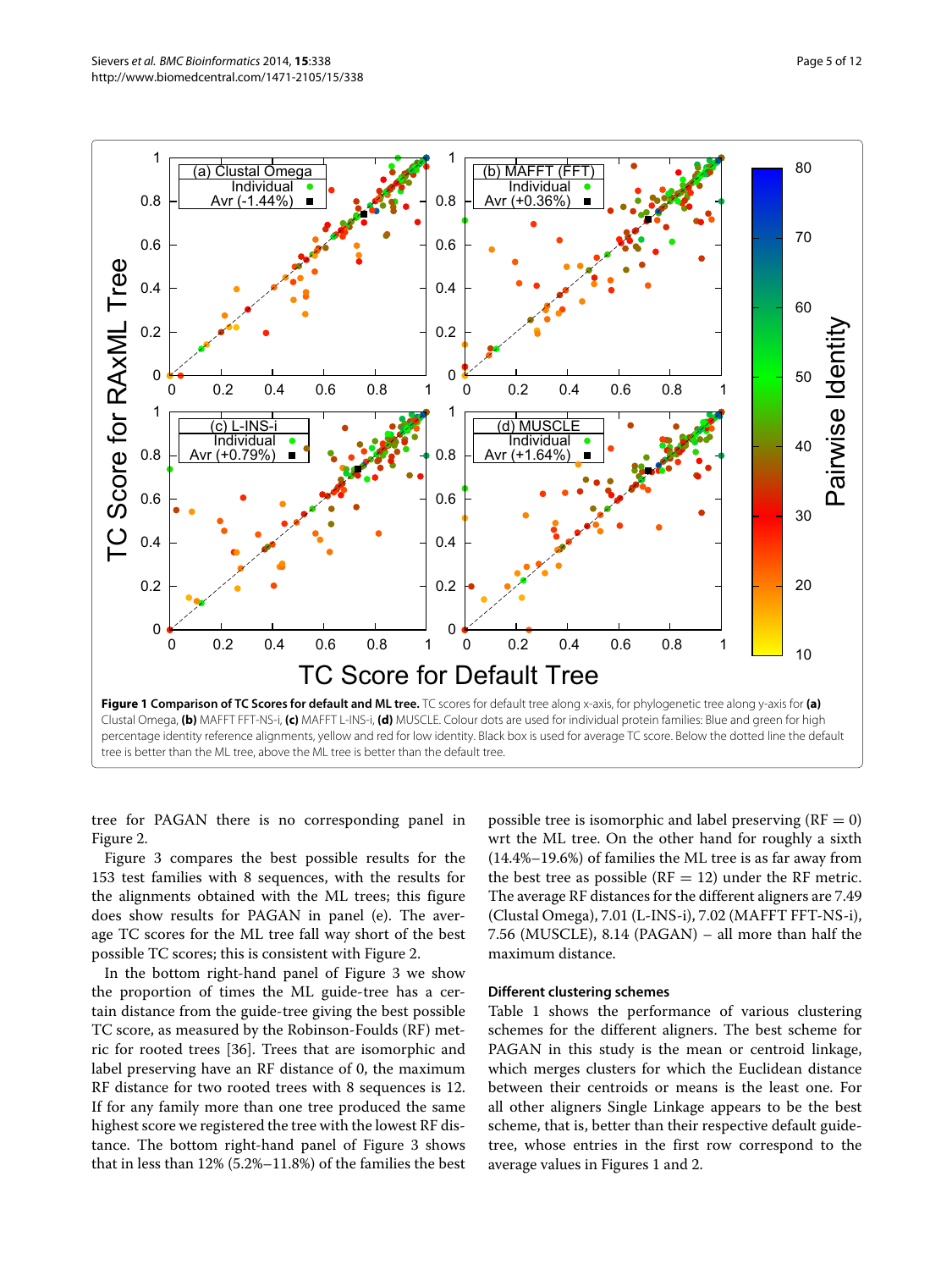**Figure 1 Comparison of TC Scores for default and ML tree.** TC scores for default tree along x-axis, for phylogenetic tree along y-axis for **(a)** Clustal Omega, **(b)** MAFFT FFT-NS-i, **(c)** MAFFT L-INS-i, **(d)** MUSCLE. Colour dots are used for individual protein families: Blue and green for high percentage identity reference alignments, yellow and red for low identity. Black box is used for average TC score. Below the dotted line the default tree is better than the ML tree, above the ML tree is better than the default tree.

tree for PAGAN there is no corresponding panel in Figure 2.

Figure 3 compares the best possible results for the 153 test families with 8 sequences, with the results for the alignments obtained with the ML trees; this figure does show results for PAGAN in panel (e). The average TC scores for the ML tree fall way short of the best possible TC scores; this is consistent with Figure 2.

In the bottom right-hand panel of Figure 3 we show the proportion of times the ML guide-tree has a certain distance from the guide-tree giving the best possible TC score, as measured by the Robinson-Foulds (RF) metric for rooted trees [36]. Trees that are isomorphic and label preserving have an RF distance of 0, the maximum RF distance for two rooted trees with 8 sequences is 12. If for any family more than one tree produced the same highest score we registered the tree with the lowest RF distance. The bottom right-hand panel of Figure 3 shows that in less than 12% (5.2%–11.8%) of the families the best possible tree is isomorphic and label preserving (RF $= 0$) wrt the ML tree. On the other hand for roughly a sixth (14.4%–19.6%) of families the ML tree is as far away from the best tree as possible (RF $= 12$) under the RF metric. The average RF distances for the different aligners are 7.49 (Clustal Omega), 7.01 (L-INS-i), 7.02 (MAFFT FFT-NS-i), 7.56 (MUSCLE), 8.14 (PAGAN) – all more than half the maximum distance.

### Different clustering schemes

Table 1 shows the performance of various clustering schemes for the different aligners. The best scheme for PAGAN in this study is the mean or centroid linkage, which merges clusters for which the Euclidean distance between their centroids or means is the least one. For all other aligners Single Linkage appears to be the best scheme, that is, better than their respective default guide-tree, whose entries in the first row correspond to the average values in Figures 1 and 2.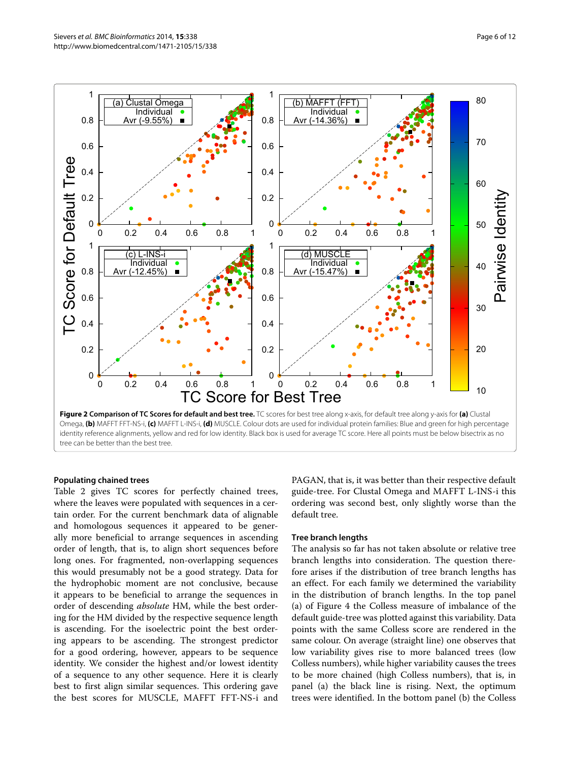(a) Clustal Omega
Individual
Avr (-9.55%)

(b) MAFFT (FFT)
Individual
Avr (-14.36%)

(c) L-INS-i
Individual
Avr (-12.45%)

(d) MUSCLE
Individual
Avr (-15.47%)

TC Score for Default Tree

TC Score for Best Tree

Pairwise Identity

10 20 30 40 50 60 70 80

0 0.2 0.4 0.6 0.8 1

**Figure 2 Comparison of TC Scores for default and best tree.** TC scores for best tree along x-axis, for default tree along y-axis for **(a)** Clustal Omega, **(b)** MAFFT FFT-NS-i, **(c)** MAFFT L-INS-i, **(d)** MUSCLE. Colour dots are used for individual protein families: Blue and green for high percentage identity reference alignments, yellow and red for low identity. Black box is used for average TC score. Here all points must be below bisectrix as no tree can be better than the best tree.

### Populating chained trees

Table 2 gives TC scores for perfectly chained trees, where the leaves were populated with sequences in a certain order. For the current benchmark data of alignable and homologous sequences it appeared to be generally more beneficial to arrange sequences in ascending order of length, that is, to align short sequences before long ones. For fragmented, non-overlapping sequences this would presumably not be a good strategy. Data for the hydrophobic moment are not conclusive, because it appears to be beneficial to arrange the sequences in order of descending *absolute* HM, while the best ordering for the HM divided by the respective sequence length is ascending. For the isoelectric point the best ordering appears to be ascending. The strongest predictor for a good ordering, however, appears to be sequence identity. We consider the highest and/or lowest identity of a sequence to any other sequence. Here it is clearly best to first align similar sequences. This ordering gave the best scores for MUSCLE, MAFFT FFT-NS-i and PAGAN, that is, it was better than their respective default guide-tree. For Clustal Omega and MAFFT L-INS-i this ordering was second best, only slightly worse than the default tree.

### Tree branch lengths

The analysis so far has not taken absolute or relative tree branch lengths into consideration. The question therefore arises if the distribution of tree branch lengths has an effect. For each family we determined the variability in the distribution of branch lengths. In the top panel (a) of Figure 4 the Colless measure of imbalance of the default guide-tree was plotted against this variability. Data points with the same Colless score are rendered in the same colour. On average (straight line) one observes that low variability gives rise to more balanced trees (low Colless numbers), while higher variability causes the trees to be more chained (high Colless numbers), that is, in panel (a) the black line is rising. Next, the optimum trees were identified. In the bottom panel (b) the Colless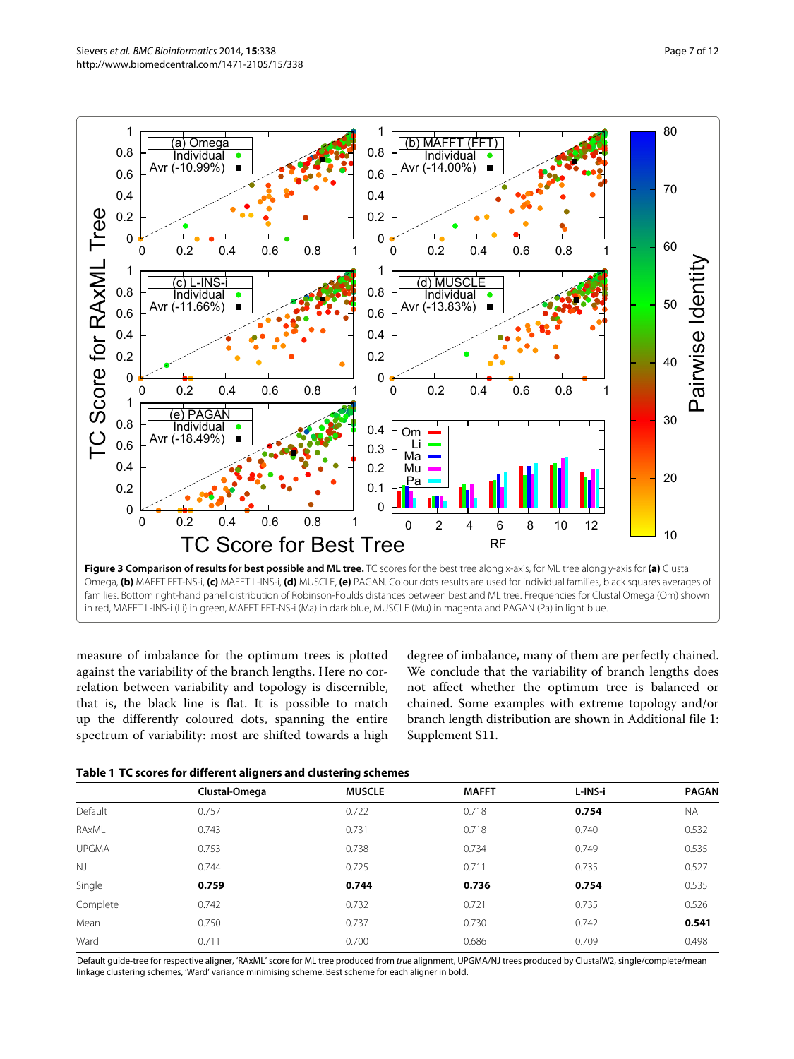**Figure 3 Comparison of results for best possible and ML tree.** TC scores for the best tree along x-axis, for ML tree along y-axis for **(a)** Clustal Omega, **(b)** MAFFT FFT-NS-i, **(c)** MAFFT L-INS-i, **(d)** MUSCLE, **(e)** PAGAN. Colour dots results are used for individual families, black squares averages of families. Bottom right-hand panel distribution of Robinson-Foulds distances between best and ML tree. Frequencies for Clustal Omega (Om) shown in red, MAFFT L-INS-i (Li) in green, MAFFT FFT-NS-i (Ma) in dark blue, MUSCLE (Mu) in magenta and PAGAN (Pa) in light blue.

measure of imbalance for the optimum trees is plotted against the variability of the branch lengths. Here no correlation between variability and topology is discernible, that is, the black line is flat. It is possible to match up the differently coloured dots, spanning the entire spectrum of variability: most are shifted towards a high degree of imbalance, many of them are perfectly chained. We conclude that the variability of branch lengths does not affect whether the optimum tree is balanced or chained. Some examples with extreme topology and/or branch length distribution are shown in Additional file 1: Supplement S11.

**Table 1 TC scores for different aligners and clustering schemes**

| | Clustal-Omega | MUSCLE | MAFFT | L-INS-i | PAGAN |
|---|---|---|---|---|---|
| Default | 0.757 | 0.722 | 0.718 | **0.754** | NA |
| RAxML | 0.743 | 0.731 | 0.718 | 0.740 | 0.532 |
| UPGMA | 0.753 | 0.738 | 0.734 | 0.749 | 0.535 |
| NJ | 0.744 | 0.725 | 0.711 | 0.735 | 0.527 |
| Single | **0.759** | **0.744** | **0.736** | **0.754** | 0.535 |
| Complete | 0.742 | 0.732 | 0.721 | 0.735 | 0.526 |
| Mean | 0.750 | 0.737 | 0.730 | 0.742 | **0.541** |
| Ward | 0.711 | 0.700 | 0.686 | 0.709 | 0.498 |

Default guide-tree for respective aligner, 'RAxML' score for ML tree produced from *true* alignment, UPGMA/NJ trees produced by ClustalW2, single/complete/mean linkage clustering schemes, 'Ward' variance minimising scheme. Best scheme for each aligner in bold.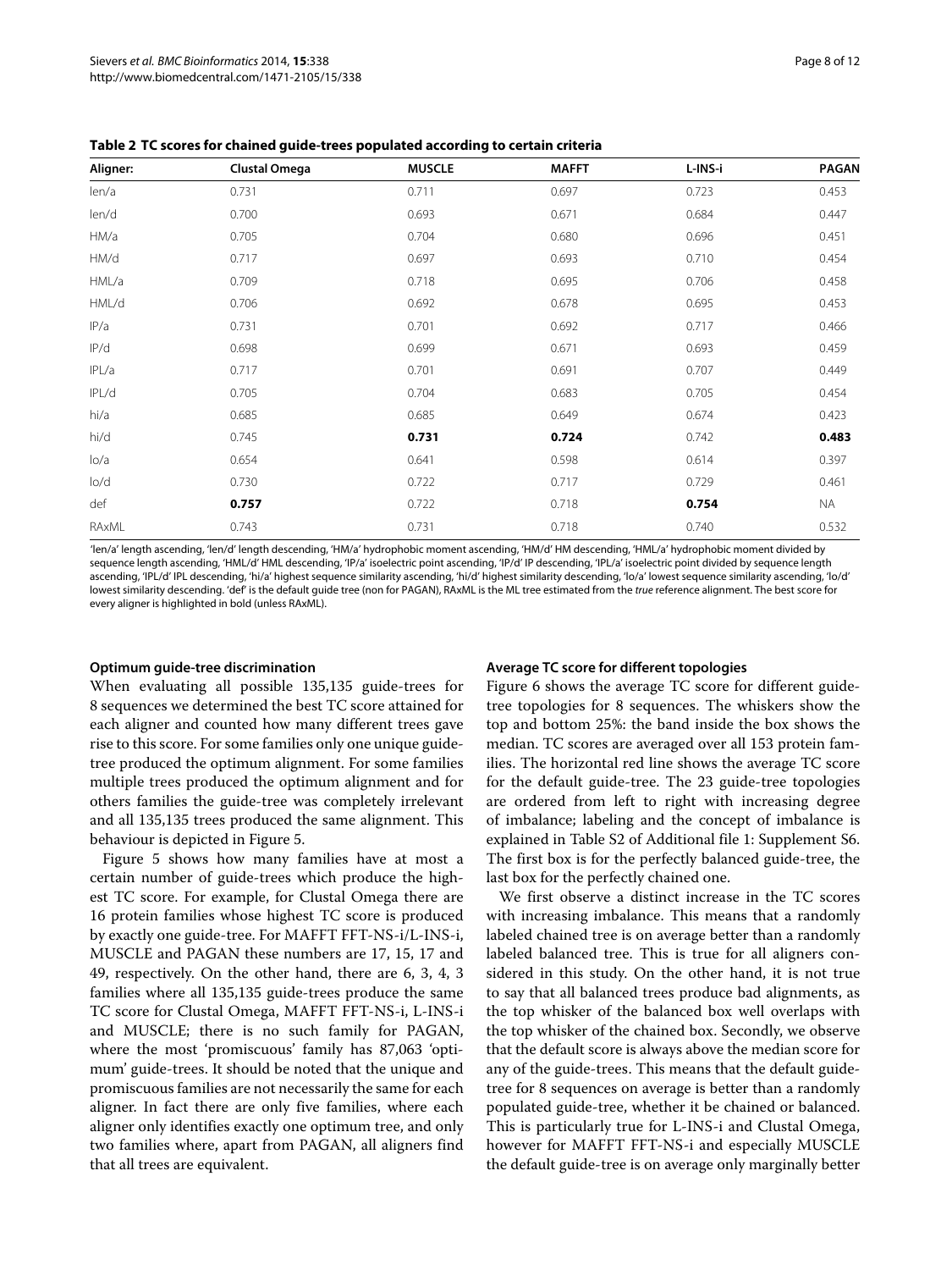**Table 2 TC scores for chained guide-trees populated according to certain criteria**

| Aligner: | Clustal Omega | MUSCLE | MAFFT | L-INS-i | PAGAN |
|---|---|---|---|---|---|
| len/a | 0.731 | 0.711 | 0.697 | 0.723 | 0.453 |
| len/d | 0.700 | 0.693 | 0.671 | 0.684 | 0.447 |
| HM/a | 0.705 | 0.704 | 0.680 | 0.696 | 0.451 |
| HM/d | 0.717 | 0.697 | 0.693 | 0.710 | 0.454 |
| HML/a | 0.709 | 0.718 | 0.695 | 0.706 | 0.458 |
| HML/d | 0.706 | 0.692 | 0.678 | 0.695 | 0.453 |
| IP/a | 0.731 | 0.701 | 0.692 | 0.717 | 0.466 |
| IP/d | 0.698 | 0.699 | 0.671 | 0.693 | 0.459 |
| IPL/a | 0.717 | 0.701 | 0.691 | 0.707 | 0.449 |
| IPL/d | 0.705 | 0.704 | 0.683 | 0.705 | 0.454 |
| hi/a | 0.685 | 0.685 | 0.649 | 0.674 | 0.423 |
| hi/d | 0.745 | **0.731** | **0.724** | 0.742 | **0.483** |
| lo/a | 0.654 | 0.641 | 0.598 | 0.614 | 0.397 |
| lo/d | 0.730 | 0.722 | 0.717 | 0.729 | 0.461 |
| def | **0.757** | 0.722 | 0.718 | **0.754** | NA |
| RAxML | 0.743 | 0.731 | 0.718 | 0.740 | 0.532 |

'len/a' length ascending, 'len/d' length descending, 'HM/a' hydrophobic moment ascending, 'HM/d' HM descending, 'HML/a' hydrophobic moment divided by sequence length ascending, 'HML/d' HML descending, 'IP/a' isoelectric point ascending, 'IP/d' IP descending, 'IPL/a' isoelectric point divided by sequence length ascending, 'IPL/d' IPL descending, 'hi/a' highest sequence similarity ascending, 'hi/d' highest similarity descending, 'lo/a' lowest sequence similarity ascending, 'lo/d' lowest similarity descending. 'def' is the default guide tree (non for PAGAN), RAxML is the ML tree estimated from the *true* reference alignment. The best score for every aligner is highlighted in bold (unless RAxML).

#### Optimum guide-tree discrimination

When evaluating all possible 135,135 guide-trees for 8 sequences we determined the best TC score attained for each aligner and counted how many different trees gave rise to this score. For some families only one unique guide-tree produced the optimum alignment. For some families multiple trees produced the optimum alignment and for others families the guide-tree was completely irrelevant and all 135,135 trees produced the same alignment. This behaviour is depicted in Figure 5.

Figure 5 shows how many families have at most a certain number of guide-trees which produce the highest TC score. For example, for Clustal Omega there are 16 protein families whose highest TC score is produced by exactly one guide-tree. For MAFFT FFT-NS-i/L-INS-i, MUSCLE and PAGAN these numbers are 17, 15, 17 and 49, respectively. On the other hand, there are 6, 3, 4, 3 families where all 135,135 guide-trees produce the same TC score for Clustal Omega, MAFFT FFT-NS-i, L-INS-i and MUSCLE; there is no such family for PAGAN, where the most 'promiscuous' family has 87,063 'optimum' guide-trees. It should be noted that the unique and promiscuous families are not necessarily the same for each aligner. In fact there are only five families, where each aligner only identifies exactly one optimum tree, and only two families where, apart from PAGAN, all aligners find that all trees are equivalent.

#### Average TC score for different topologies

Figure 6 shows the average TC score for different guide-tree topologies for 8 sequences. The whiskers show the top and bottom 25%: the band inside the box shows the median. TC scores are averaged over all 153 protein families. The horizontal red line shows the average TC score for the default guide-tree. The 23 guide-tree topologies are ordered from left to right with increasing degree of imbalance; labeling and the concept of imbalance is explained in Table S2 of Additional file 1: Supplement S6. The first box is for the perfectly balanced guide-tree, the last box for the perfectly chained one.

We first observe a distinct increase in the TC scores with increasing imbalance. This means that a randomly labeled chained tree is on average better than a randomly labeled balanced tree. This is true for all aligners considered in this study. On the other hand, it is not true to say that all balanced trees produce bad alignments, as the top whisker of the balanced box well overlaps with the top whisker of the chained box. Secondly, we observe that the default score is always above the median score for any of the guide-trees. This means that the default guide-tree for 8 sequences on average is better than a randomly populated guide-tree, whether it be chained or balanced. This is particularly true for L-INS-i and Clustal Omega, however for MAFFT FFT-NS-i and especially MUSCLE the default guide-tree is on average only marginally better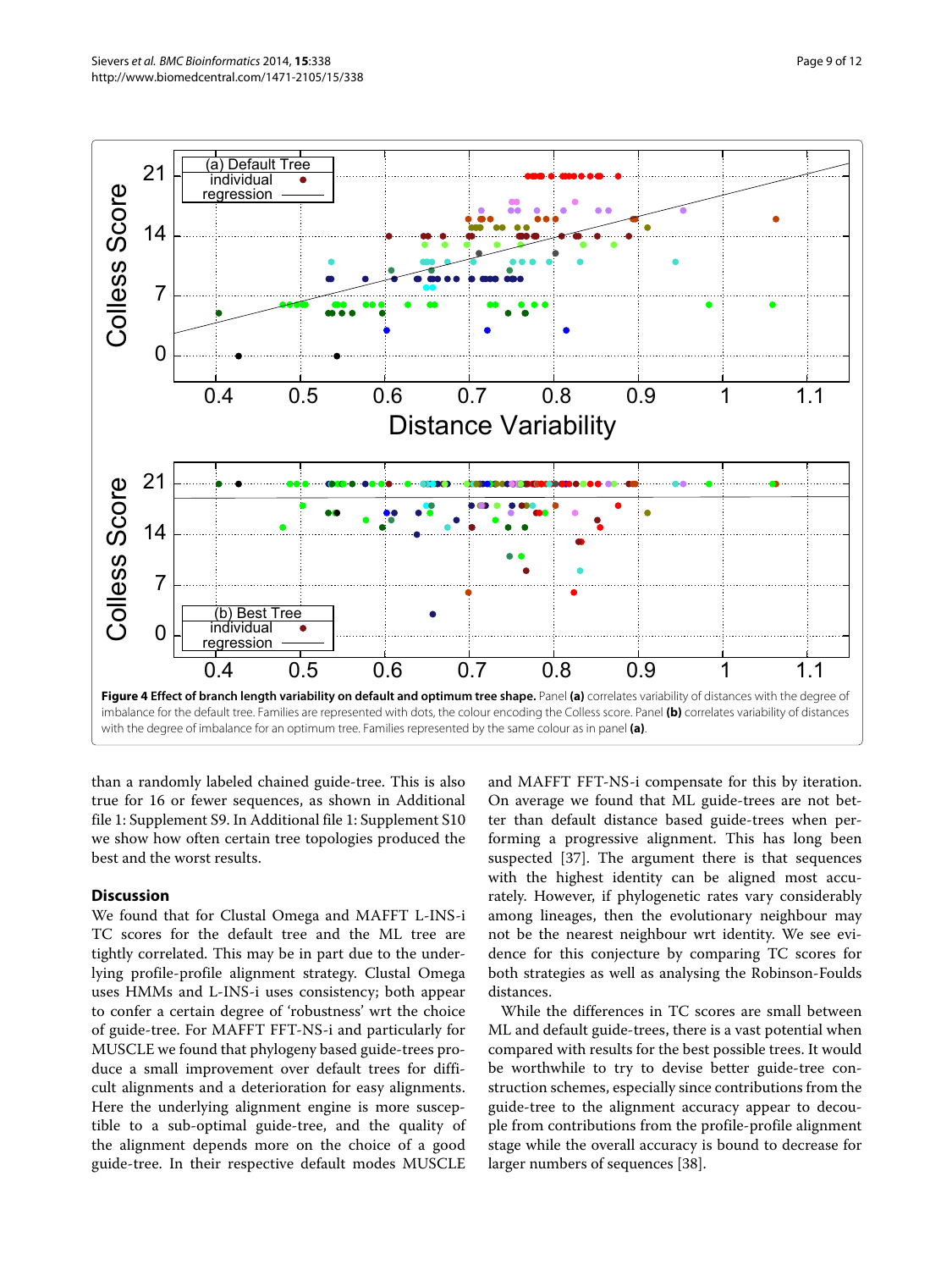**Figure 4 Effect of branch length variability on default and optimum tree shape.** Panel **(a)** correlates variability of distances with the degree of imbalance for the default tree. Families are represented with dots, the colour encoding the Colless score. Panel **(b)** correlates variability of distances with the degree of imbalance for an optimum tree. Families represented by the same colour as in panel **(a)**.

than a randomly labeled chained guide-tree. This is also true for 16 or fewer sequences, as shown in Additional file 1: Supplement S9. In Additional file 1: Supplement S10 we show how often certain tree topologies produced the best and the worst results.

## Discussion

We found that for Clustal Omega and MAFFT L-INS-i TC scores for the default tree and the ML tree are tightly correlated. This may be in part due to the underlying profile-profile alignment strategy. Clustal Omega uses HMMs and L-INS-i uses consistency; both appear to confer a certain degree of 'robustness' wrt the choice of guide-tree. For MAFFT FFT-NS-i and particularly for MUSCLE we found that phylogeny based guide-trees produce a small improvement over default trees for difficult alignments and a deterioration for easy alignments. Here the underlying alignment engine is more susceptible to a sub-optimal guide-tree, and the quality of the alignment depends more on the choice of a good guide-tree. In their respective default modes MUSCLE and MAFFT FFT-NS-i compensate for this by iteration. On average we found that ML guide-trees are not better than default distance based guide-trees when performing a progressive alignment. This has long been suspected [37]. The argument there is that sequences with the highest identity can be aligned most accurately. However, if phylogenetic rates vary considerably among lineages, then the evolutionary neighbour may not be the nearest neighbour wrt identity. We see evidence for this conjecture by comparing TC scores for both strategies as well as analysing the Robinson-Foulds distances.

While the differences in TC scores are small between ML and default guide-trees, there is a vast potential when compared with results for the best possible trees. It would be worthwhile to try to devise better guide-tree construction schemes, especially since contributions from the guide-tree to the alignment accuracy appear to decouple from contributions from the profile-profile alignment stage while the overall accuracy is bound to decrease for larger numbers of sequences [38].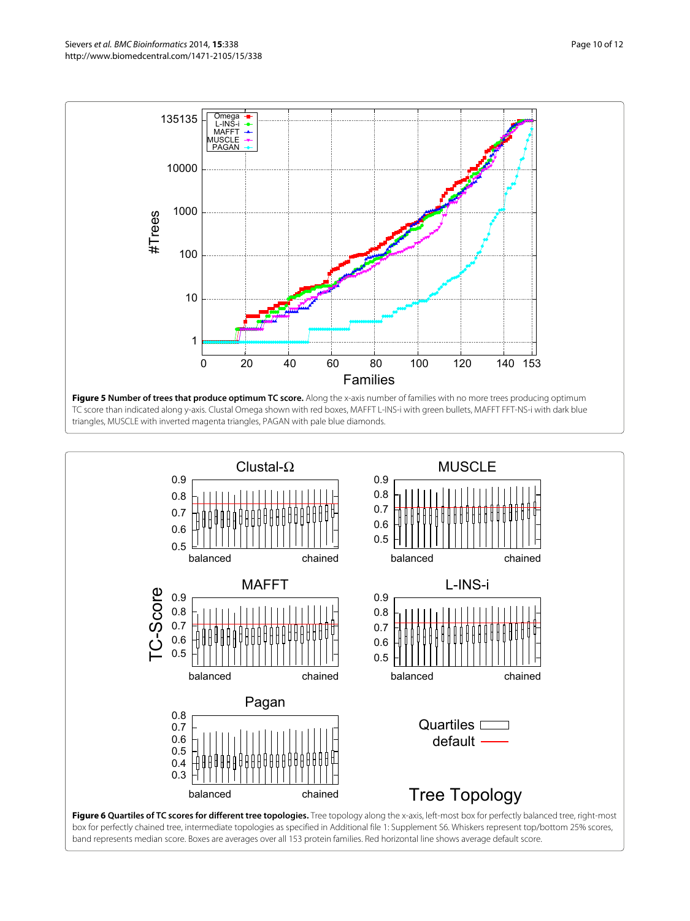**Figure 5 Number of trees that produce optimum TC score.** Along the x-axis number of families with no more trees producing optimum TC score than indicated along y-axis. Clustal Omega shown with red boxes, MAFFT L-INS-i with green bullets, MAFFT FFT-NS-i with dark blue triangles, MUSCLE with inverted magenta triangles, PAGAN with pale blue diamonds.

**Figure 6 Quartiles of TC scores for different tree topologies.** Tree topology along the x-axis, left-most box for perfectly balanced tree, right-most box for perfectly chained tree, intermediate topologies as specified in Additional file 1: Supplement S6. Whiskers represent top/bottom 25% scores, band represents median score. Boxes are averages over all 153 protein families. Red horizontal line shows average default score.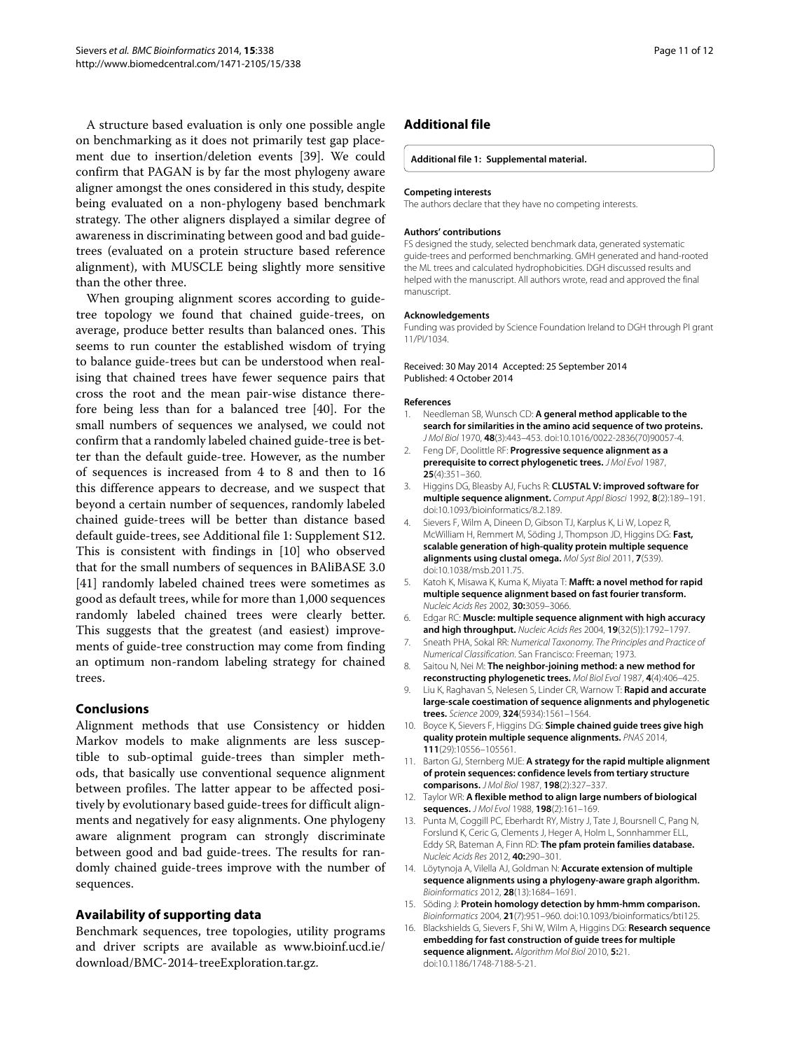A structure based evaluation is only one possible angle on benchmarking as it does not primarily test gap placement due to insertion/deletion events [39]. We could confirm that PAGAN is by far the most phylogeny aware aligner amongst the ones considered in this study, despite being evaluated on a non-phylogeny based benchmark strategy. The other aligners displayed a similar degree of awareness in discriminating between good and bad guide-trees (evaluated on a protein structure based reference alignment), with MUSCLE being slightly more sensitive than the other three.

When grouping alignment scores according to guide-tree topology we found that chained guide-trees, on average, produce better results than balanced ones. This seems to run counter the established wisdom of trying to balance guide-trees but can be understood when realising that chained trees have fewer sequence pairs that cross the root and the mean pair-wise distance therefore being less than for a balanced tree [40]. For the small numbers of sequences we analysed, we could not confirm that a randomly labeled chained guide-tree is better than the default guide-tree. However, as the number of sequences is increased from 4 to 8 and then to 16 this difference appears to decrease, and we suspect that beyond a certain number of sequences, randomly labeled chained guide-trees will be better than distance based default guide-trees, see Additional file 1: Supplement S12. This is consistent with findings in [10] who observed that for the small numbers of sequences in BAliBASE 3.0 [41] randomly labeled chained trees were sometimes as good as default trees, while for more than 1,000 sequences randomly labeled chained trees were clearly better. This suggests that the greatest (and easiest) improvements of guide-tree construction may come from finding an optimum non-random labeling strategy for chained trees.

## Conclusions

Alignment methods that use Consistency or hidden Markov models to make alignments are less susceptible to sub-optimal guide-trees than simpler methods, that basically use conventional sequence alignment between profiles. The latter appear to be affected positively by evolutionary based guide-trees for difficult alignments and negatively for easy alignments. One phylogeny aware alignment program can strongly discriminate between good and bad guide-trees. The results for randomly chained guide-trees improve with the number of sequences.

## Availability of supporting data

Benchmark sequences, tree topologies, utility programs and driver scripts are available as www.bioinf.ucd.ie/download/BMC-2014-treeExploration.tar.gz.

## Additional file

**Additional file 1: Supplemental material.**

**Competing interests**
The authors declare that they have no competing interests.

**Authors' contributions**
FS designed the study, selected benchmark data, generated systematic guide-trees and performed benchmarking. GMH generated and hand-rooted the ML trees and calculated hydrophobicities. DGH discussed results and helped with the manuscript. All authors wrote, read and approved the final manuscript.

**Acknowledgements**
Funding was provided by Science Foundation Ireland to DGH through PI grant 11/PI/1034.

Received: 30 May 2014 Accepted: 25 September 2014
Published: 4 October 2014

**References**

1. Needleman SB, Wunsch CD: **A general method applicable to the search for similarities in the amino acid sequence of two proteins.** *J Mol Biol* 1970, **48**(3):443–453. doi:10.1016/0022-2836(70)90057-4.
2. Feng DF, Doolittle RF: **Progressive sequence alignment as a prerequisite to correct phylogenetic trees.** *J Mol Evol* 1987, **25**(4):351–360.
3. Higgins DG, Bleasby AJ, Fuchs R: **CLUSTAL V: improved software for multiple sequence alignment.** *Comput Appl Biosci* 1992, **8**(2):189–191. doi:10.1093/bioinformatics/8.2.189.
4. Sievers F, Wilm A, Dineen D, Gibson TJ, Karplus K, Li W, Lopez R, McWilliam H, Remmert M, Söding J, Thompson JD, Higgins DG: **Fast, scalable generation of high-quality protein multiple sequence alignments using clustal omega.** *Mol Syst Biol* 2011, **7**(539). doi:10.1038/msb.2011.75.
5. Katoh K, Misawa K, Kuma K, Miyata T: **Mafft: a novel method for rapid multiple sequence alignment based on fast fourier transform.** *Nucleic Acids Res* 2002, **30:**3059–3066.
6. Edgar RC: **Muscle: multiple sequence alignment with high accuracy and high throughput.** *Nucleic Acids Res* 2004, **19**(32(5)):1792–1797.
7. Sneath PHA, Sokal RR: *Numerical Taxonomy. The Principles and Practice of Numerical Classification*. San Francisco: Freeman; 1973.
8. Saitou N, Nei M: **The neighbor-joining method: a new method for reconstructing phylogenetic trees.** *Mol Biol Evol* 1987, **4**(4):406–425.
9. Liu K, Raghavan S, Nelesen S, Linder CR, Warnow T: **Rapid and accurate large-scale coestimation of sequence alignments and phylogenetic trees.** *Science* 2009, **324**(5934):1561–1564.
10. Boyce K, Sievers F, Higgins DG: **Simple chained guide trees give high quality protein multiple sequence alignments.** *PNAS* 2014, **111**(29):10556–105561.
11. Barton GJ, Sternberg MJE: **A strategy for the rapid multiple alignment of protein sequences: confidence levels from tertiary structure comparisons.** *J Mol Biol* 1987, **198**(2):327–337.
12. Taylor WR: **A flexible method to align large numbers of biological sequences.** *J Mol Evol* 1988, **198**(2):161–169.
13. Punta M, Coggill PC, Eberhardt RY, Mistry J, Tate J, Boursnell C, Pang N, Forslund K, Ceric G, Clements J, Heger A, Holm L, Sonnhammer ELL, Eddy SR, Bateman A, Finn RD: **The pfam protein families database.** *Nucleic Acids Res* 2012, **40:**290–301.
14. Löytynoja A, Vilella AJ, Goldman N: **Accurate extension of multiple sequence alignments using a phylogeny-aware graph algorithm.** *Bioinformatics* 2012, **28**(13):1684–1691.
15. Söding J: **Protein homology detection by hmm-hmm comparison.** *Bioinformatics* 2004, **21**(7):951–960. doi:10.1093/bioinformatics/bti125.
16. Blackshields G, Sievers F, Shi W, Wilm A, Higgins DG: **Research sequence embedding for fast construction of guide trees for multiple sequence alignment.** *Algorithm Mol Biol* 2010, **5:**21. doi:10.1186/1748-7188-5-21.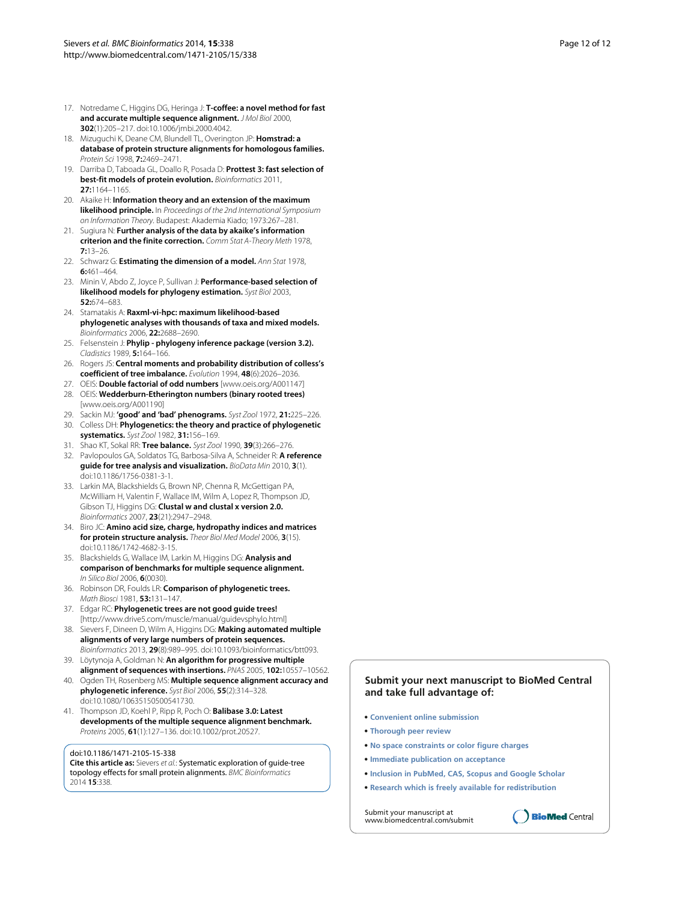17. Notredame C, Higgins DG, Heringa J: **T-coffee: a novel method for fast and accurate multiple sequence alignment.** *J Mol Biol* 2000, **302**(1):205–217. doi:10.1006/jmbi.2000.4042.
18. Mizuguchi K, Deane CM, Blundell TL, Overington JP: **Homstrad: a database of protein structure alignments for homologous families.** *Protein Sci* 1998, **7:**2469–2471.
19. Darriba D, Taboada GL, Doallo R, Posada D: **Prottest 3: fast selection of best-fit models of protein evolution.** *Bioinformatics* 2011, **27:**1164–1165.
20. Akaike H: **Information theory and an extension of the maximum likelihood principle.** In *Proceedings of the 2nd International Symposium on Information Theory*. Budapest: Akademia Kiado; 1973:267–281.
21. Sugiura N: **Further analysis of the data by akaike's information criterion and the finite correction.** *Comm Stat A-Theory Meth* 1978, **7:**13–26.
22. Schwarz G: **Estimating the dimension of a model.** *Ann Stat* 1978, **6:**461–464.
23. Minin V, Abdo Z, Joyce P, Sullivan J: **Performance-based selection of likelihood models for phylogeny estimation.** *Syst Biol* 2003, **52:**674–683.
24. Stamatakis A: **Raxml-vi-hpc: maximum likelihood-based phylogenetic analyses with thousands of taxa and mixed models.** *Bioinformatics* 2006, **22:**2688–2690.
25. Felsenstein J: **Phylip - phylogeny inference package (version 3.2).** *Cladistics* 1989, **5:**164–166.
26. Rogers JS: **Central moments and probability distribution of colless's coefficient of tree imbalance.** *Evolution* 1994, **48**(6):2026–2036.
27. OEIS: **Double factorial of odd numbers** [www.oeis.org/A001147]
28. OEIS: **Wedderburn-Etherington numbers (binary rooted trees)** [www.oeis.org/A001190]
29. Sackin MJ: **'good' and 'bad' phenograms.** *Syst Zool* 1972, **21:**225–226.
30. Colless DH: **Phylogenetics: the theory and practice of phylogenetic systematics.** *Syst Zool* 1982, **31:**156–169.
31. Shao KT, Sokal RR: **Tree balance.** *Syst Zool* 1990, **39**(3):266–276.
32. Pavlopoulos GA, Soldatos TG, Barbosa-Silva A, Schneider R: **A reference guide for tree analysis and visualization.** *BioData Min* 2010, **3**(1). doi:10.1186/1756-0381-3-1.
33. Larkin MA, Blackshields G, Brown NP, Chenna R, McGettigan PA, McWilliam H, Valentin F, Wallace IM, Wilm A, Lopez R, Thompson JD, Gibson TJ, Higgins DG: **Clustal w and clustal x version 2.0.** *Bioinformatics* 2007, **23**(21):2947–2948.
34. Biro JC: **Amino acid size, charge, hydropathy indices and matrices for protein structure analysis.** *Theor Biol Med Model* 2006, **3**(15). doi:10.1186/1742-4682-3-15.
35. Blackshields G, Wallace IM, Larkin M, Higgins DG: **Analysis and comparison of benchmarks for multiple sequence alignment.** *In Silico Biol* 2006, **6**(0030).
36. Robinson DR, Foulds LR: **Comparison of phylogenetic trees.** *Math Biosci* 1981, **53:**131–147.
37. Edgar RC: **Phylogenetic trees are not good guide trees!** [http://www.drive5.com/muscle/manual/guidevsphylo.html]
38. Sievers F, Dineen D, Wilm A, Higgins DG: **Making automated multiple alignments of very large numbers of protein sequences.** *Bioinformatics* 2013, **29**(8):989–995. doi:10.1093/bioinformatics/btt093.
39. Löytynoja A, Goldman N: **An algorithm for progressive multiple alignment of sequences with insertions.** *PNAS* 2005, **102:**10557–10562.
40. Ogden TH, Rosenberg MS: **Multiple sequence alignment accuracy and phylogenetic inference.** *Syst Biol* 2006, **55**(2):314–328. doi:10.1080/10635150500541730.
41. Thompson JD, Koehl P, Ripp R, Poch O: **Balibase 3.0: Latest developments of the multiple sequence alignment benchmark.** *Proteins* 2005, **61**(1):127–136. doi:10.1002/prot.20527.

doi:10.1186/1471-2105-15-338
**Cite this article as:** Sievers *et al.*: Systematic exploration of guide-tree topology effects for small protein alignments. *BMC Bioinformatics* 2014 **15**:338.

**Submit your next manuscript to BioMed Central and take full advantage of:**

- **Convenient online submission**
- **Thorough peer review**
- **No space constraints or color figure charges**
- **Immediate publication on acceptance**
- **Inclusion in PubMed, CAS, Scopus and Google Scholar**
- **Research which is freely available for redistribution**

Submit your manuscript at www.biomedcentral.com/submit

BioMed Central